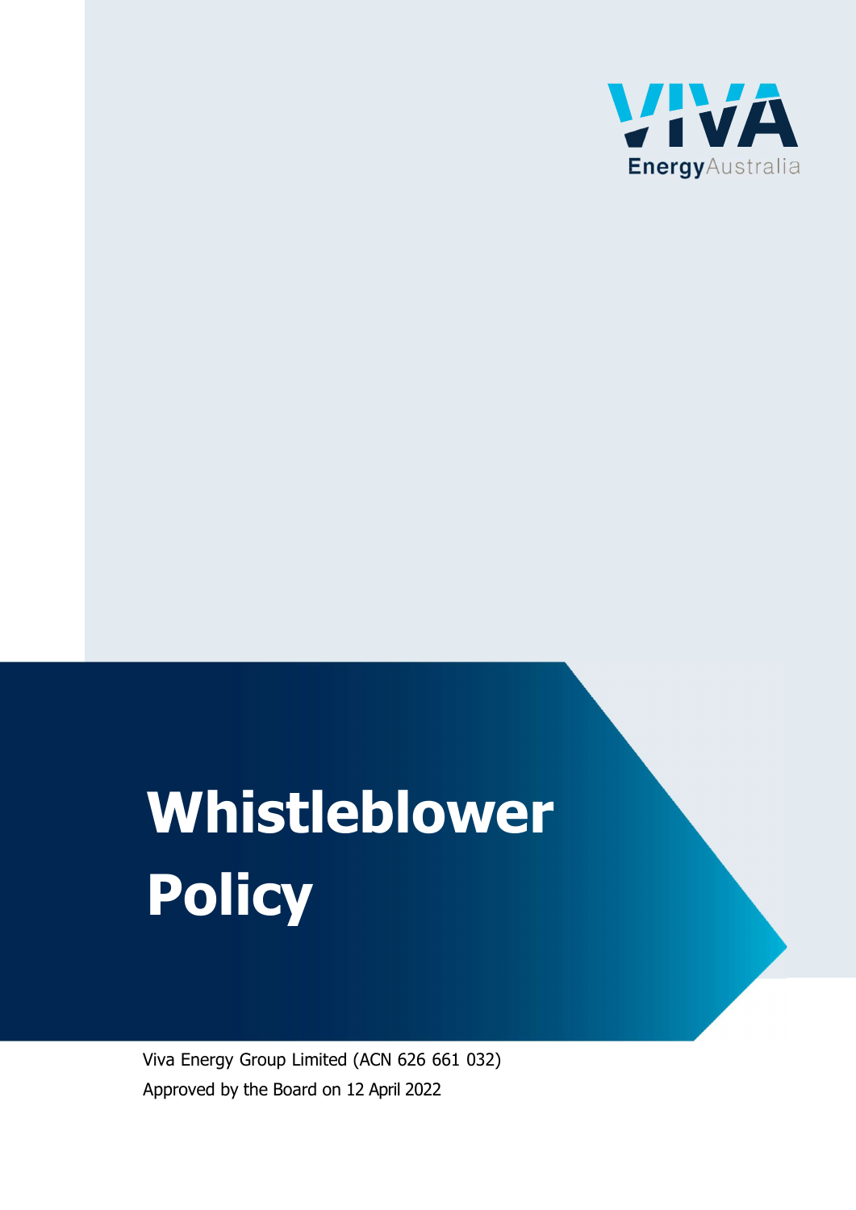VIVA Energy Australia

# Whistleblower Policy

Viva Energy Group Limited (ACN 626 661 032)

Approved by the Board on 12 April 2022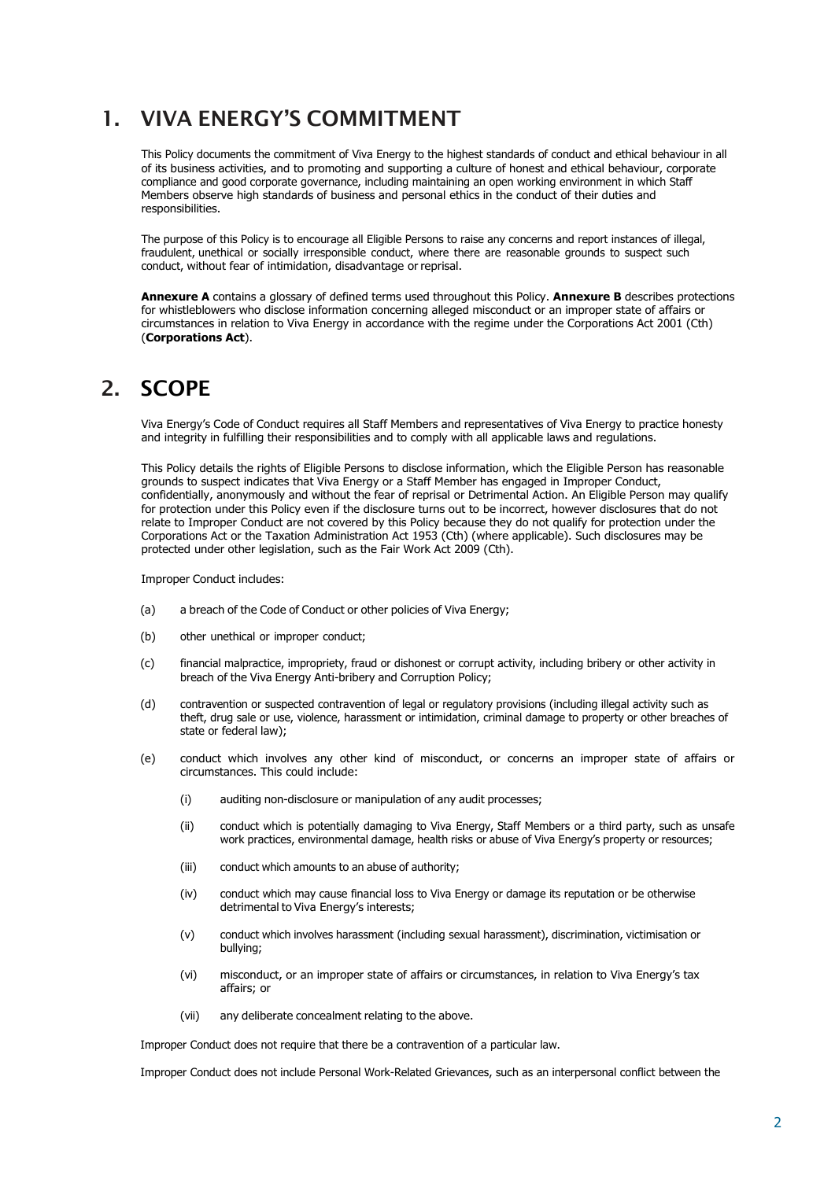# 1. VIVA ENERGY'S COMMITMENT

This Policy documents the commitment of Viva Energy to the highest standards of conduct and ethical behaviour in all of its business activities, and to promoting and supporting a culture of honest and ethical behaviour, corporate compliance and good corporate governance, including maintaining an open working environment in which Staff Members observe high standards of business and personal ethics in the conduct of their duties and responsibilities.

The purpose of this Policy is to encourage all Eligible Persons to raise any concerns and report instances of illegal, fraudulent, unethical or socially irresponsible conduct, where there are reasonable grounds to suspect such conduct, without fear of intimidation, disadvantage or reprisal.

**Annexure A** contains a glossary of defined terms used throughout this Policy. **Annexure B** describes protections for whistleblowers who disclose information concerning alleged misconduct or an improper state of affairs or circumstances in relation to Viva Energy in accordance with the regime under the Corporations Act 2001 (Cth) (**Corporations Act**).

# 2. SCOPE

Viva Energy's Code of Conduct requires all Staff Members and representatives of Viva Energy to practice honesty and integrity in fulfilling their responsibilities and to comply with all applicable laws and regulations.

This Policy details the rights of Eligible Persons to disclose information, which the Eligible Person has reasonable grounds to suspect indicates that Viva Energy or a Staff Member has engaged in Improper Conduct, confidentially, anonymously and without the fear of reprisal or Detrimental Action. An Eligible Person may qualify for protection under this Policy even if the disclosure turns out to be incorrect, however disclosures that do not relate to Improper Conduct are not covered by this Policy because they do not qualify for protection under the Corporations Act or the Taxation Administration Act 1953 (Cth) (where applicable). Such disclosures may be protected under other legislation, such as the Fair Work Act 2009 (Cth).

Improper Conduct includes:

(a) a breach of the Code of Conduct or other policies of Viva Energy;

(b) other unethical or improper conduct;

(c) financial malpractice, impropriety, fraud or dishonest or corrupt activity, including bribery or other activity in breach of the Viva Energy Anti-bribery and Corruption Policy;

(d) contravention or suspected contravention of legal or regulatory provisions (including illegal activity such as theft, drug sale or use, violence, harassment or intimidation, criminal damage to property or other breaches of state or federal law);

(e) conduct which involves any other kind of misconduct, or concerns an improper state of affairs or circumstances. This could include:

   (i) auditing non-disclosure or manipulation of any audit processes;

   (ii) conduct which is potentially damaging to Viva Energy, Staff Members or a third party, such as unsafe work practices, environmental damage, health risks or abuse of Viva Energy's property or resources;

   (iii) conduct which amounts to an abuse of authority;

   (iv) conduct which may cause financial loss to Viva Energy or damage its reputation or be otherwise detrimental to Viva Energy's interests;

   (v) conduct which involves harassment (including sexual harassment), discrimination, victimisation or bullying;

   (vi) misconduct, or an improper state of affairs or circumstances, in relation to Viva Energy's tax affairs; or

   (vii) any deliberate concealment relating to the above.

Improper Conduct does not require that there be a contravention of a particular law.

Improper Conduct does not include Personal Work-Related Grievances, such as an interpersonal conflict between the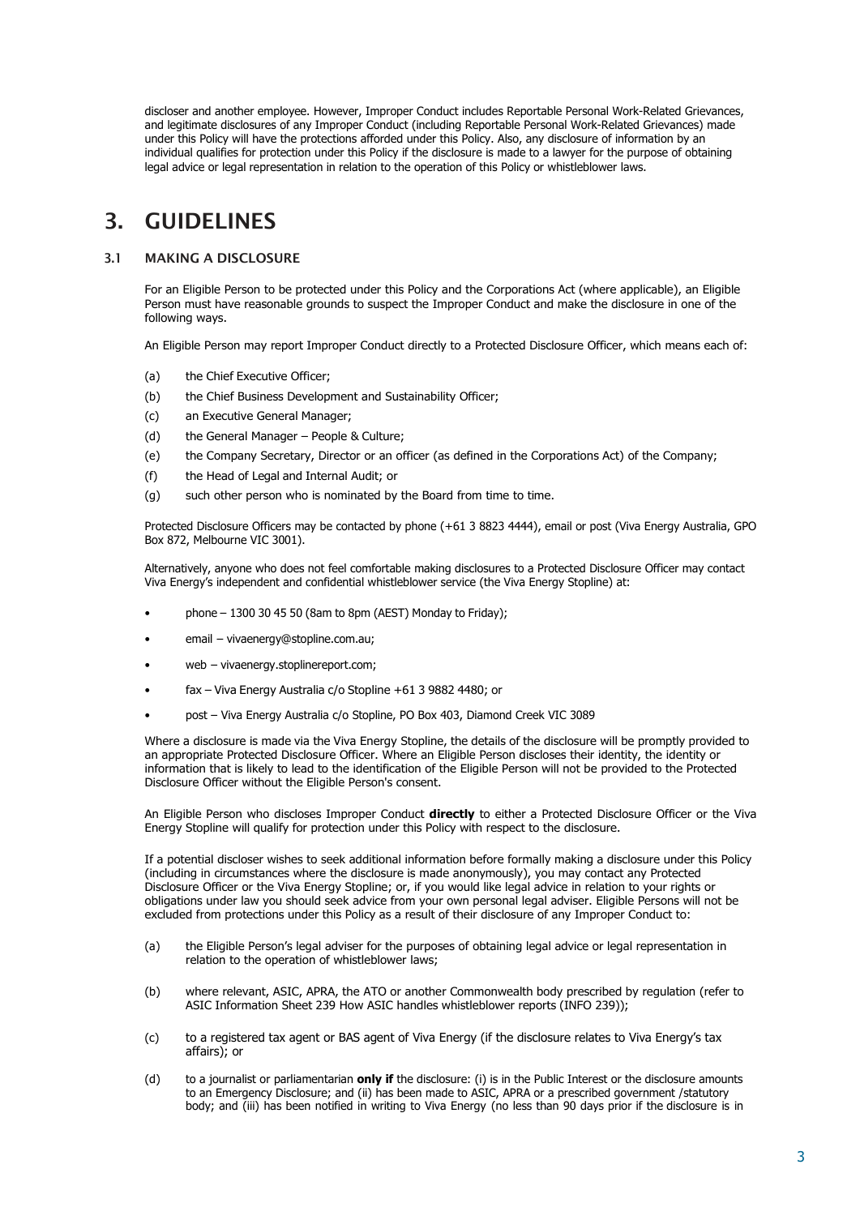discloser and another employee. However, Improper Conduct includes Reportable Personal Work-Related Grievances, and legitimate disclosures of any Improper Conduct (including Reportable Personal Work-Related Grievances) made under this Policy will have the protections afforded under this Policy. Also, any disclosure of information by an individual qualifies for protection under this Policy if the disclosure is made to a lawyer for the purpose of obtaining legal advice or legal representation in relation to the operation of this Policy or whistleblower laws.

# 3. GUIDELINES

## 3.1 MAKING A DISCLOSURE

For an Eligible Person to be protected under this Policy and the Corporations Act (where applicable), an Eligible Person must have reasonable grounds to suspect the Improper Conduct and make the disclosure in one of the following ways.

An Eligible Person may report Improper Conduct directly to a Protected Disclosure Officer, which means each of:

(a) the Chief Executive Officer;

(b) the Chief Business Development and Sustainability Officer;

(c) an Executive General Manager;

(d) the General Manager – People & Culture;

(e) the Company Secretary, Director or an officer (as defined in the Corporations Act) of the Company;

(f) the Head of Legal and Internal Audit; or

(g) such other person who is nominated by the Board from time to time.

Protected Disclosure Officers may be contacted by phone (+61 3 8823 4444), email or post (Viva Energy Australia, GPO Box 872, Melbourne VIC 3001).

Alternatively, anyone who does not feel comfortable making disclosures to a Protected Disclosure Officer may contact Viva Energy's independent and confidential whistleblower service (the Viva Energy Stopline) at:

- phone – 1300 30 45 50 (8am to 8pm (AEST) Monday to Friday);
- email – vivaenergy@stopline.com.au;
- web – vivaenergy.stoplinereport.com;
- fax – Viva Energy Australia c/o Stopline +61 3 9882 4480; or
- post – Viva Energy Australia c/o Stopline, PO Box 403, Diamond Creek VIC 3089

Where a disclosure is made via the Viva Energy Stopline, the details of the disclosure will be promptly provided to an appropriate Protected Disclosure Officer. Where an Eligible Person discloses their identity, the identity or information that is likely to lead to the identification of the Eligible Person will not be provided to the Protected Disclosure Officer without the Eligible Person's consent.

An Eligible Person who discloses Improper Conduct **directly** to either a Protected Disclosure Officer or the Viva Energy Stopline will qualify for protection under this Policy with respect to the disclosure.

If a potential discloser wishes to seek additional information before formally making a disclosure under this Policy (including in circumstances where the disclosure is made anonymously), you may contact any Protected Disclosure Officer or the Viva Energy Stopline; or, if you would like legal advice in relation to your rights or obligations under law you should seek advice from your own personal legal adviser. Eligible Persons will not be excluded from protections under this Policy as a result of their disclosure of any Improper Conduct to:

(a) the Eligible Person's legal adviser for the purposes of obtaining legal advice or legal representation in relation to the operation of whistleblower laws;

(b) where relevant, ASIC, APRA, the ATO or another Commonwealth body prescribed by regulation (refer to ASIC Information Sheet 239 How ASIC handles whistleblower reports (INFO 239));

(c) to a registered tax agent or BAS agent of Viva Energy (if the disclosure relates to Viva Energy's tax affairs); or

(d) to a journalist or parliamentarian **only if** the disclosure: (i) is in the Public Interest or the disclosure amounts to an Emergency Disclosure; and (ii) has been made to ASIC, APRA or a prescribed government /statutory body; and (iii) has been notified in writing to Viva Energy (no less than 90 days prior if the disclosure is in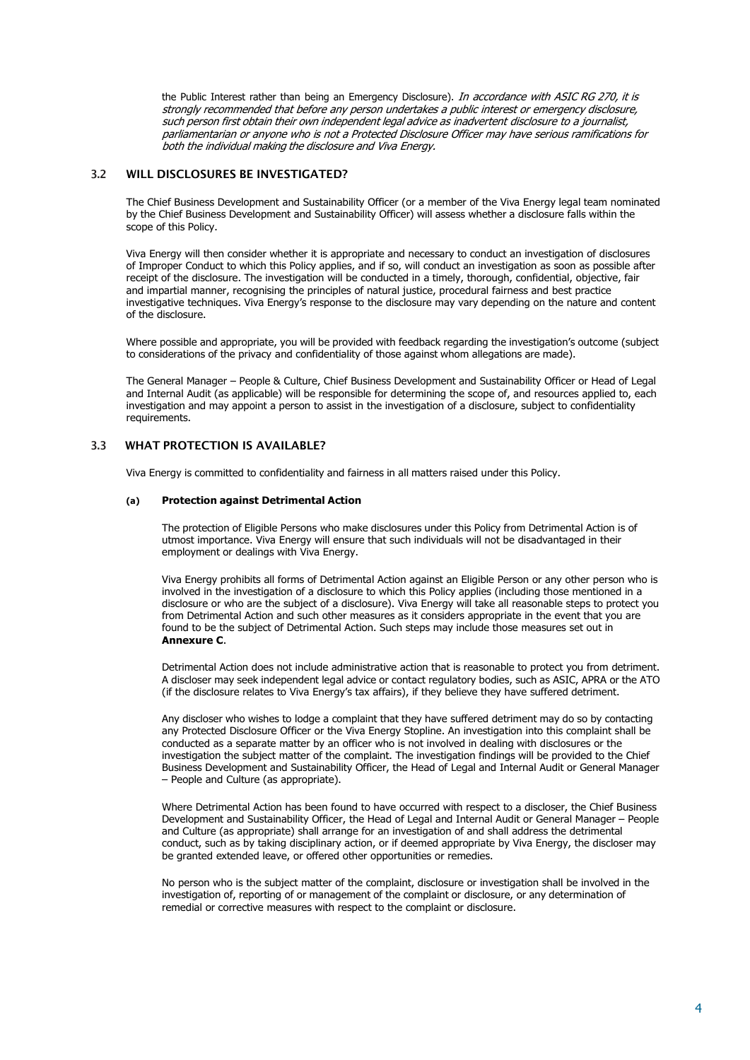the Public Interest rather than being an Emergency Disclosure). *In accordance with ASIC RG 270, it is strongly recommended that before any person undertakes a public interest or emergency disclosure, such person first obtain their own independent legal advice as inadvertent disclosure to a journalist, parliamentarian or anyone who is not a Protected Disclosure Officer may have serious ramifications for both the individual making the disclosure and Viva Energy.*

## 3.2 WILL DISCLOSURES BE INVESTIGATED?

The Chief Business Development and Sustainability Officer (or a member of the Viva Energy legal team nominated by the Chief Business Development and Sustainability Officer) will assess whether a disclosure falls within the scope of this Policy.

Viva Energy will then consider whether it is appropriate and necessary to conduct an investigation of disclosures of Improper Conduct to which this Policy applies, and if so, will conduct an investigation as soon as possible after receipt of the disclosure. The investigation will be conducted in a timely, thorough, confidential, objective, fair and impartial manner, recognising the principles of natural justice, procedural fairness and best practice investigative techniques. Viva Energy's response to the disclosure may vary depending on the nature and content of the disclosure.

Where possible and appropriate, you will be provided with feedback regarding the investigation's outcome (subject to considerations of the privacy and confidentiality of those against whom allegations are made).

The General Manager – People & Culture, Chief Business Development and Sustainability Officer or Head of Legal and Internal Audit (as applicable) will be responsible for determining the scope of, and resources applied to, each investigation and may appoint a person to assist in the investigation of a disclosure, subject to confidentiality requirements.

## 3.3 WHAT PROTECTION IS AVAILABLE?

Viva Energy is committed to confidentiality and fairness in all matters raised under this Policy.

### (a) Protection against Detrimental Action

The protection of Eligible Persons who make disclosures under this Policy from Detrimental Action is of utmost importance. Viva Energy will ensure that such individuals will not be disadvantaged in their employment or dealings with Viva Energy.

Viva Energy prohibits all forms of Detrimental Action against an Eligible Person or any other person who is involved in the investigation of a disclosure to which this Policy applies (including those mentioned in a disclosure or who are the subject of a disclosure). Viva Energy will take all reasonable steps to protect you from Detrimental Action and such other measures as it considers appropriate in the event that you are found to be the subject of Detrimental Action. Such steps may include those measures set out in **Annexure C**.

Detrimental Action does not include administrative action that is reasonable to protect you from detriment. A discloser may seek independent legal advice or contact regulatory bodies, such as ASIC, APRA or the ATO (if the disclosure relates to Viva Energy's tax affairs), if they believe they have suffered detriment.

Any discloser who wishes to lodge a complaint that they have suffered detriment may do so by contacting any Protected Disclosure Officer or the Viva Energy Stopline. An investigation into this complaint shall be conducted as a separate matter by an officer who is not involved in dealing with disclosures or the investigation the subject matter of the complaint. The investigation findings will be provided to the Chief Business Development and Sustainability Officer, the Head of Legal and Internal Audit or General Manager – People and Culture (as appropriate).

Where Detrimental Action has been found to have occurred with respect to a discloser, the Chief Business Development and Sustainability Officer, the Head of Legal and Internal Audit or General Manager – People and Culture (as appropriate) shall arrange for an investigation of and shall address the detrimental conduct, such as by taking disciplinary action, or if deemed appropriate by Viva Energy, the discloser may be granted extended leave, or offered other opportunities or remedies.

No person who is the subject matter of the complaint, disclosure or investigation shall be involved in the investigation of, reporting of or management of the complaint or disclosure, or any determination of remedial or corrective measures with respect to the complaint or disclosure.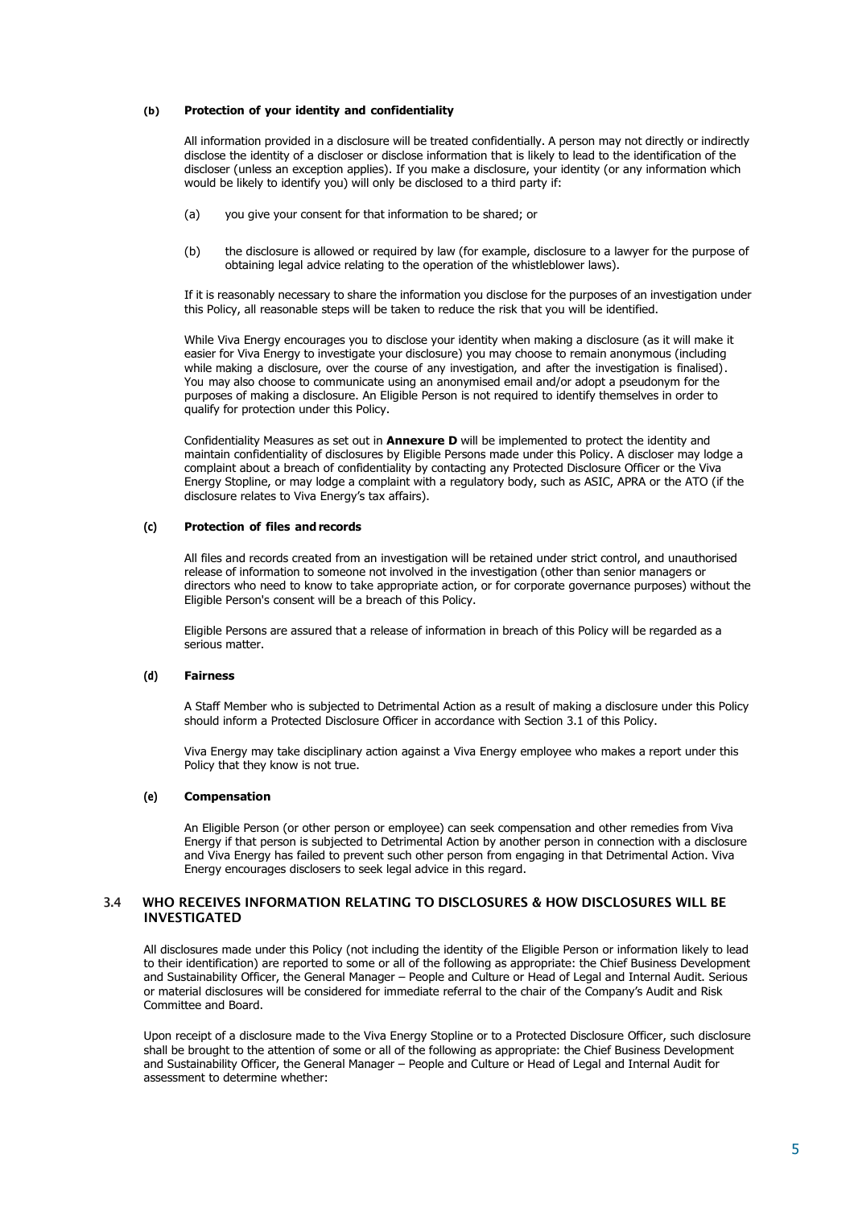#### (b) Protection of your identity and confidentiality

All information provided in a disclosure will be treated confidentially. A person may not directly or indirectly disclose the identity of a discloser or disclose information that is likely to lead to the identification of the discloser (unless an exception applies). If you make a disclosure, your identity (or any information which would be likely to identify you) will only be disclosed to a third party if:

(a) you give your consent for that information to be shared; or

(b) the disclosure is allowed or required by law (for example, disclosure to a lawyer for the purpose of obtaining legal advice relating to the operation of the whistleblower laws).

If it is reasonably necessary to share the information you disclose for the purposes of an investigation under this Policy, all reasonable steps will be taken to reduce the risk that you will be identified.

While Viva Energy encourages you to disclose your identity when making a disclosure (as it will make it easier for Viva Energy to investigate your disclosure) you may choose to remain anonymous (including while making a disclosure, over the course of any investigation, and after the investigation is finalised). You may also choose to communicate using an anonymised email and/or adopt a pseudonym for the purposes of making a disclosure. An Eligible Person is not required to identify themselves in order to qualify for protection under this Policy.

Confidentiality Measures as set out in **Annexure D** will be implemented to protect the identity and maintain confidentiality of disclosures by Eligible Persons made under this Policy. A discloser may lodge a complaint about a breach of confidentiality by contacting any Protected Disclosure Officer or the Viva Energy Stopline, or may lodge a complaint with a regulatory body, such as ASIC, APRA or the ATO (if the disclosure relates to Viva Energy's tax affairs).

#### (c) Protection of files and records

All files and records created from an investigation will be retained under strict control, and unauthorised release of information to someone not involved in the investigation (other than senior managers or directors who need to know to take appropriate action, or for corporate governance purposes) without the Eligible Person's consent will be a breach of this Policy.

Eligible Persons are assured that a release of information in breach of this Policy will be regarded as a serious matter.

#### (d) Fairness

A Staff Member who is subjected to Detrimental Action as a result of making a disclosure under this Policy should inform a Protected Disclosure Officer in accordance with Section 3.1 of this Policy.

Viva Energy may take disciplinary action against a Viva Energy employee who makes a report under this Policy that they know is not true.

#### (e) Compensation

An Eligible Person (or other person or employee) can seek compensation and other remedies from Viva Energy if that person is subjected to Detrimental Action by another person in connection with a disclosure and Viva Energy has failed to prevent such other person from engaging in that Detrimental Action. Viva Energy encourages disclosers to seek legal advice in this regard.

### 3.4 WHO RECEIVES INFORMATION RELATING TO DISCLOSURES & HOW DISCLOSURES WILL BE INVESTIGATED

All disclosures made under this Policy (not including the identity of the Eligible Person or information likely to lead to their identification) are reported to some or all of the following as appropriate: the Chief Business Development and Sustainability Officer, the General Manager – People and Culture or Head of Legal and Internal Audit. Serious or material disclosures will be considered for immediate referral to the chair of the Company's Audit and Risk Committee and Board.

Upon receipt of a disclosure made to the Viva Energy Stopline or to a Protected Disclosure Officer, such disclosure shall be brought to the attention of some or all of the following as appropriate: the Chief Business Development and Sustainability Officer, the General Manager – People and Culture or Head of Legal and Internal Audit for assessment to determine whether: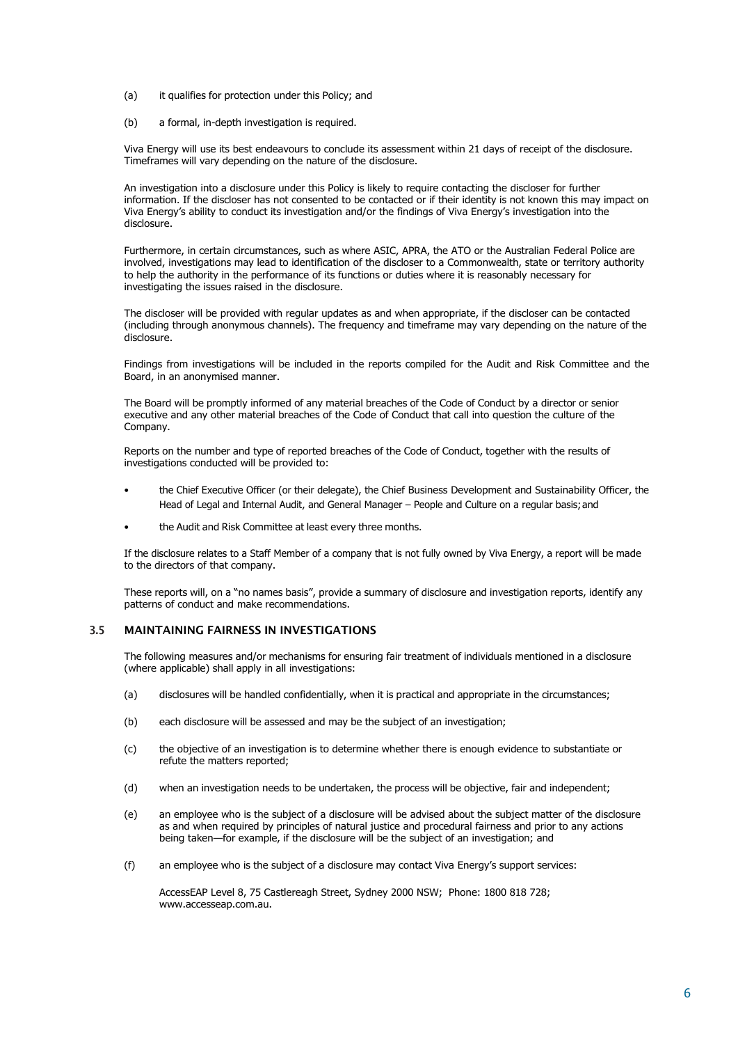(a) it qualifies for protection under this Policy; and

(b) a formal, in-depth investigation is required.

Viva Energy will use its best endeavours to conclude its assessment within 21 days of receipt of the disclosure. Timeframes will vary depending on the nature of the disclosure.

An investigation into a disclosure under this Policy is likely to require contacting the discloser for further information. If the discloser has not consented to be contacted or if their identity is not known this may impact on Viva Energy's ability to conduct its investigation and/or the findings of Viva Energy's investigation into the disclosure.

Furthermore, in certain circumstances, such as where ASIC, APRA, the ATO or the Australian Federal Police are involved, investigations may lead to identification of the discloser to a Commonwealth, state or territory authority to help the authority in the performance of its functions or duties where it is reasonably necessary for investigating the issues raised in the disclosure.

The discloser will be provided with regular updates as and when appropriate, if the discloser can be contacted (including through anonymous channels). The frequency and timeframe may vary depending on the nature of the disclosure.

Findings from investigations will be included in the reports compiled for the Audit and Risk Committee and the Board, in an anonymised manner.

The Board will be promptly informed of any material breaches of the Code of Conduct by a director or senior executive and any other material breaches of the Code of Conduct that call into question the culture of the Company.

Reports on the number and type of reported breaches of the Code of Conduct, together with the results of investigations conducted will be provided to:

- the Chief Executive Officer (or their delegate), the Chief Business Development and Sustainability Officer, the Head of Legal and Internal Audit, and General Manager – People and Culture on a regular basis; and
- the Audit and Risk Committee at least every three months.

If the disclosure relates to a Staff Member of a company that is not fully owned by Viva Energy, a report will be made to the directors of that company.

These reports will, on a "no names basis", provide a summary of disclosure and investigation reports, identify any patterns of conduct and make recommendations.

## 3.5 MAINTAINING FAIRNESS IN INVESTIGATIONS

The following measures and/or mechanisms for ensuring fair treatment of individuals mentioned in a disclosure (where applicable) shall apply in all investigations:

(a) disclosures will be handled confidentially, when it is practical and appropriate in the circumstances;

(b) each disclosure will be assessed and may be the subject of an investigation;

(c) the objective of an investigation is to determine whether there is enough evidence to substantiate or refute the matters reported;

(d) when an investigation needs to be undertaken, the process will be objective, fair and independent;

(e) an employee who is the subject of a disclosure will be advised about the subject matter of the disclosure as and when required by principles of natural justice and procedural fairness and prior to any actions being taken—for example, if the disclosure will be the subject of an investigation; and

(f) an employee who is the subject of a disclosure may contact Viva Energy's support services:

AccessEAP Level 8, 75 Castlereagh Street, Sydney 2000 NSW; Phone: 1800 818 728; www.accesseap.com.au.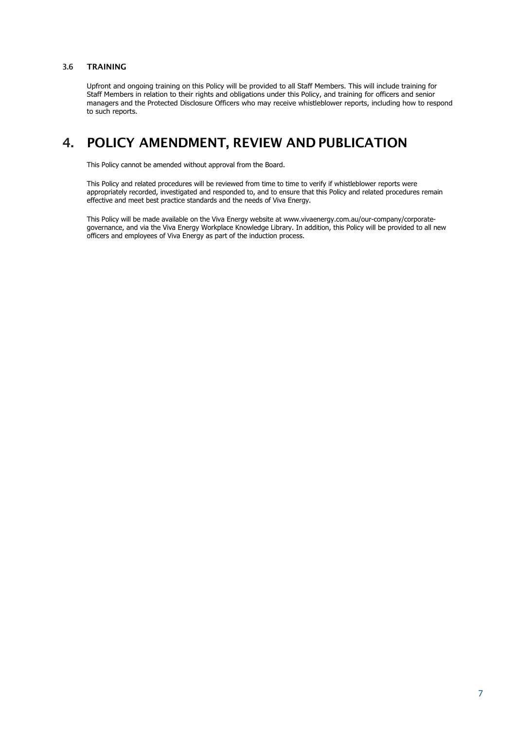### 3.6 TRAINING

Upfront and ongoing training on this Policy will be provided to all Staff Members. This will include training for Staff Members in relation to their rights and obligations under this Policy, and training for officers and senior managers and the Protected Disclosure Officers who may receive whistleblower reports, including how to respond to such reports.

## 4. POLICY AMENDMENT, REVIEW AND PUBLICATION

This Policy cannot be amended without approval from the Board.

This Policy and related procedures will be reviewed from time to time to verify if whistleblower reports were appropriately recorded, investigated and responded to, and to ensure that this Policy and related procedures remain effective and meet best practice standards and the needs of Viva Energy.

This Policy will be made available on the Viva Energy website at www.vivaenergy.com.au/our-company/corporate-governance, and via the Viva Energy Workplace Knowledge Library. In addition, this Policy will be provided to all new officers and employees of Viva Energy as part of the induction process.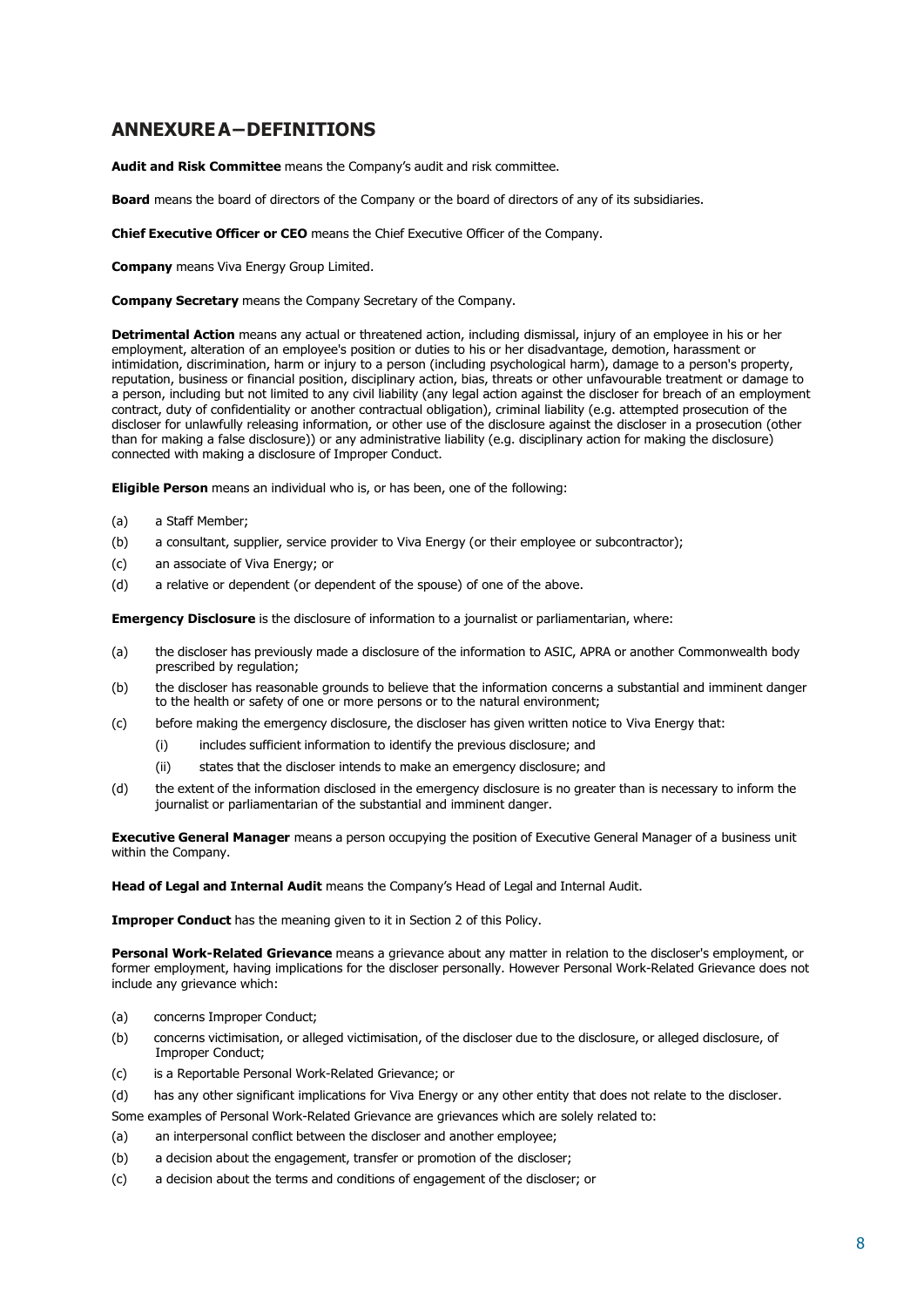## ANNEXURE A – DEFINITIONS

**Audit and Risk Committee** means the Company's audit and risk committee.

**Board** means the board of directors of the Company or the board of directors of any of its subsidiaries.

**Chief Executive Officer or CEO** means the Chief Executive Officer of the Company.

**Company** means Viva Energy Group Limited.

**Company Secretary** means the Company Secretary of the Company.

**Detrimental Action** means any actual or threatened action, including dismissal, injury of an employee in his or her employment, alteration of an employee's position or duties to his or her disadvantage, demotion, harassment or intimidation, discrimination, harm or injury to a person (including psychological harm), damage to a person's property, reputation, business or financial position, disciplinary action, bias, threats or other unfavourable treatment or damage to a person, including but not limited to any civil liability (any legal action against the discloser for breach of an employment contract, duty of confidentiality or another contractual obligation), criminal liability (e.g. attempted prosecution of the discloser for unlawfully releasing information, or other use of the disclosure against the discloser in a prosecution (other than for making a false disclosure)) or any administrative liability (e.g. disciplinary action for making the disclosure) connected with making a disclosure of Improper Conduct.

**Eligible Person** means an individual who is, or has been, one of the following:

(a) a Staff Member;

(b) a consultant, supplier, service provider to Viva Energy (or their employee or subcontractor);

(c) an associate of Viva Energy; or

(d) a relative or dependent (or dependent of the spouse) of one of the above.

**Emergency Disclosure** is the disclosure of information to a journalist or parliamentarian, where:

(a) the discloser has previously made a disclosure of the information to ASIC, APRA or another Commonwealth body prescribed by regulation;

(b) the discloser has reasonable grounds to believe that the information concerns a substantial and imminent danger to the health or safety of one or more persons or to the natural environment;

(c) before making the emergency disclosure, the discloser has given written notice to Viva Energy that:

  (i) includes sufficient information to identify the previous disclosure; and

  (ii) states that the discloser intends to make an emergency disclosure; and

(d) the extent of the information disclosed in the emergency disclosure is no greater than is necessary to inform the journalist or parliamentarian of the substantial and imminent danger.

**Executive General Manager** means a person occupying the position of Executive General Manager of a business unit within the Company.

**Head of Legal and Internal Audit** means the Company's Head of Legal and Internal Audit.

**Improper Conduct** has the meaning given to it in Section 2 of this Policy.

**Personal Work-Related Grievance** means a grievance about any matter in relation to the discloser's employment, or former employment, having implications for the discloser personally. However Personal Work-Related Grievance does not include any grievance which:

(a) concerns Improper Conduct;

(b) concerns victimisation, or alleged victimisation, of the discloser due to the disclosure, or alleged disclosure, of Improper Conduct;

(c) is a Reportable Personal Work-Related Grievance; or

(d) has any other significant implications for Viva Energy or any other entity that does not relate to the discloser.

Some examples of Personal Work-Related Grievance are grievances which are solely related to:

(a) an interpersonal conflict between the discloser and another employee;

(b) a decision about the engagement, transfer or promotion of the discloser;

(c) a decision about the terms and conditions of engagement of the discloser; or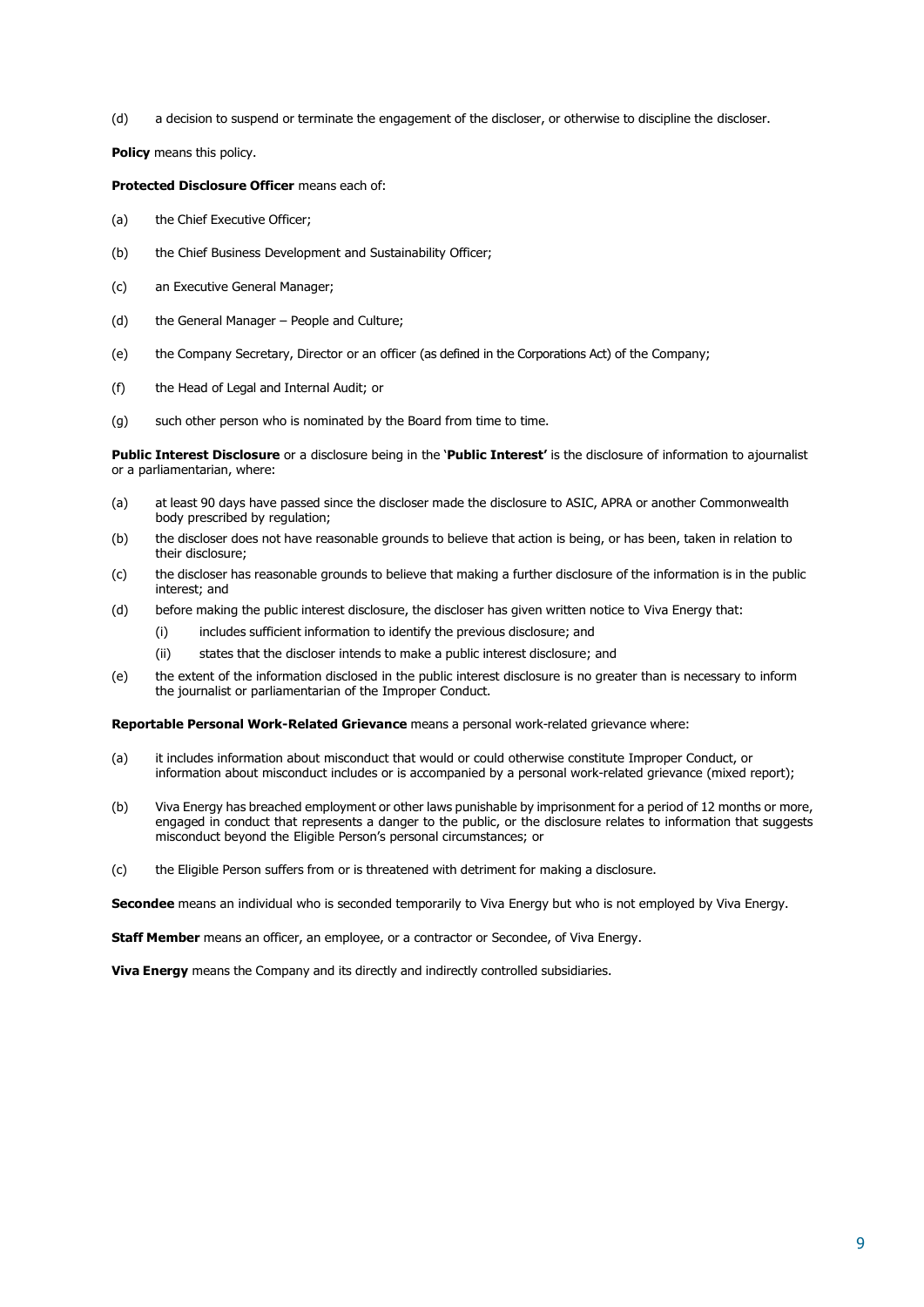(d) a decision to suspend or terminate the engagement of the discloser, or otherwise to discipline the discloser.

**Policy** means this policy.

**Protected Disclosure Officer** means each of:

(a) the Chief Executive Officer;

(b) the Chief Business Development and Sustainability Officer;

(c) an Executive General Manager;

(d) the General Manager – People and Culture;

(e) the Company Secretary, Director or an officer (as defined in the Corporations Act) of the Company;

(f) the Head of Legal and Internal Audit; or

(g) such other person who is nominated by the Board from time to time.

**Public Interest Disclosure** or a disclosure being in the '**Public Interest'** is the disclosure of information to ajournalist or a parliamentarian, where:

(a) at least 90 days have passed since the discloser made the disclosure to ASIC, APRA or another Commonwealth body prescribed by regulation;

(b) the discloser does not have reasonable grounds to believe that action is being, or has been, taken in relation to their disclosure;

(c) the discloser has reasonable grounds to believe that making a further disclosure of the information is in the public interest; and

(d) before making the public interest disclosure, the discloser has given written notice to Viva Energy that:

 (i) includes sufficient information to identify the previous disclosure; and

 (ii) states that the discloser intends to make a public interest disclosure; and

(e) the extent of the information disclosed in the public interest disclosure is no greater than is necessary to inform the journalist or parliamentarian of the Improper Conduct.

**Reportable Personal Work-Related Grievance** means a personal work-related grievance where:

(a) it includes information about misconduct that would or could otherwise constitute Improper Conduct, or information about misconduct includes or is accompanied by a personal work-related grievance (mixed report);

(b) Viva Energy has breached employment or other laws punishable by imprisonment for a period of 12 months or more, engaged in conduct that represents a danger to the public, or the disclosure relates to information that suggests misconduct beyond the Eligible Person's personal circumstances; or

(c) the Eligible Person suffers from or is threatened with detriment for making a disclosure.

**Secondee** means an individual who is seconded temporarily to Viva Energy but who is not employed by Viva Energy.

**Staff Member** means an officer, an employee, or a contractor or Secondee, of Viva Energy.

**Viva Energy** means the Company and its directly and indirectly controlled subsidiaries.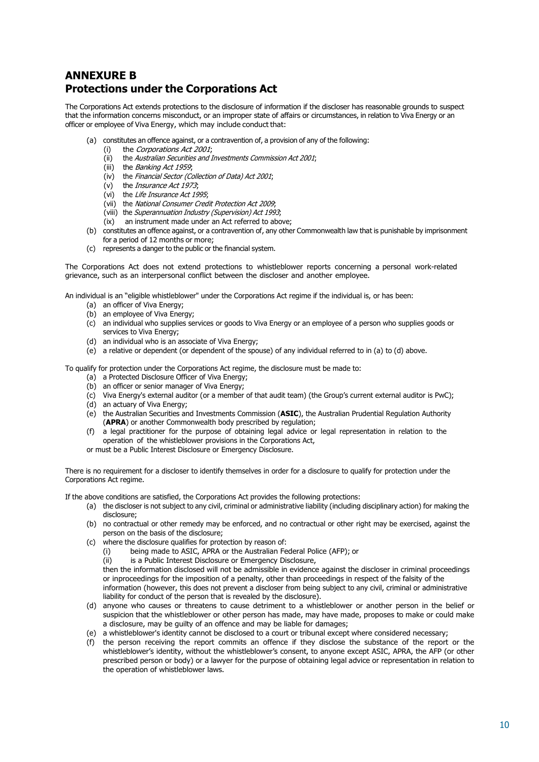# ANNEXURE B
# Protections under the Corporations Act

The Corporations Act extends protections to the disclosure of information if the discloser has reasonable grounds to suspect that the information concerns misconduct, or an improper state of affairs or circumstances, in relation to Viva Energy or an officer or employee of Viva Energy, which may include conduct that:

(a) constitutes an offence against, or a contravention of, a provision of any of the following:
   (i) the *Corporations Act 2001*;
   (ii) the *Australian Securities and Investments Commission Act 2001*;
   (iii) the *Banking Act 1959*;
   (iv) the *Financial Sector (Collection of Data) Act 2001*;
   (v) the *Insurance Act 1973*;
   (vi) the *Life Insurance Act 1995*;
   (vii) the *National Consumer Credit Protection Act 2009*;
   (viii) the *Superannuation Industry (Supervision) Act 1993*;
   (ix) an instrument made under an Act referred to above;

(b) constitutes an offence against, or a contravention of, any other Commonwealth law that is punishable by imprisonment for a period of 12 months or more;

(c) represents a danger to the public or the financial system.

The Corporations Act does not extend protections to whistleblower reports concerning a personal work-related grievance, such as an interpersonal conflict between the discloser and another employee.

An individual is an "eligible whistleblower" under the Corporations Act regime if the individual is, or has been:

(a) an officer of Viva Energy;
(b) an employee of Viva Energy;
(c) an individual who supplies services or goods to Viva Energy or an employee of a person who supplies goods or services to Viva Energy;
(d) an individual who is an associate of Viva Energy;
(e) a relative or dependent (or dependent of the spouse) of any individual referred to in (a) to (d) above.

To qualify for protection under the Corporations Act regime, the disclosure must be made to:

(a) a Protected Disclosure Officer of Viva Energy;
(b) an officer or senior manager of Viva Energy;
(c) Viva Energy's external auditor (or a member of that audit team) (the Group's current external auditor is PwC);
(d) an actuary of Viva Energy;
(e) the Australian Securities and Investments Commission (**ASIC**), the Australian Prudential Regulation Authority (**APRA**) or another Commonwealth body prescribed by regulation;
(f) a legal practitioner for the purpose of obtaining legal advice or legal representation in relation to the operation of the whistleblower provisions in the Corporations Act,

or must be a Public Interest Disclosure or Emergency Disclosure.

There is no requirement for a discloser to identify themselves in order for a disclosure to qualify for protection under the Corporations Act regime.

If the above conditions are satisfied, the Corporations Act provides the following protections:

(a) the discloser is not subject to any civil, criminal or administrative liability (including disciplinary action) for making the disclosure;
(b) no contractual or other remedy may be enforced, and no contractual or other right may be exercised, against the person on the basis of the disclosure;
(c) where the disclosure qualifies for protection by reason of:
   (i) being made to ASIC, APRA or the Australian Federal Police (AFP); or
   (ii) is a Public Interest Disclosure or Emergency Disclosure,

   then the information disclosed will not be admissible in evidence against the discloser in criminal proceedings or inproceedings for the imposition of a penalty, other than proceedings in respect of the falsity of the information (however, this does not prevent a discloser from being subject to any civil, criminal or administrative liability for conduct of the person that is revealed by the disclosure).
(d) anyone who causes or threatens to cause detriment to a whistleblower or another person in the belief or suspicion that the whistleblower or other person has made, may have made, proposes to make or could make a disclosure, may be guilty of an offence and may be liable for damages;
(e) a whistleblower's identity cannot be disclosed to a court or tribunal except where considered necessary;
(f) the person receiving the report commits an offence if they disclose the substance of the report or the whistleblower's identity, without the whistleblower's consent, to anyone except ASIC, APRA, the AFP (or other prescribed person or body) or a lawyer for the purpose of obtaining legal advice or representation in relation to the operation of whistleblower laws.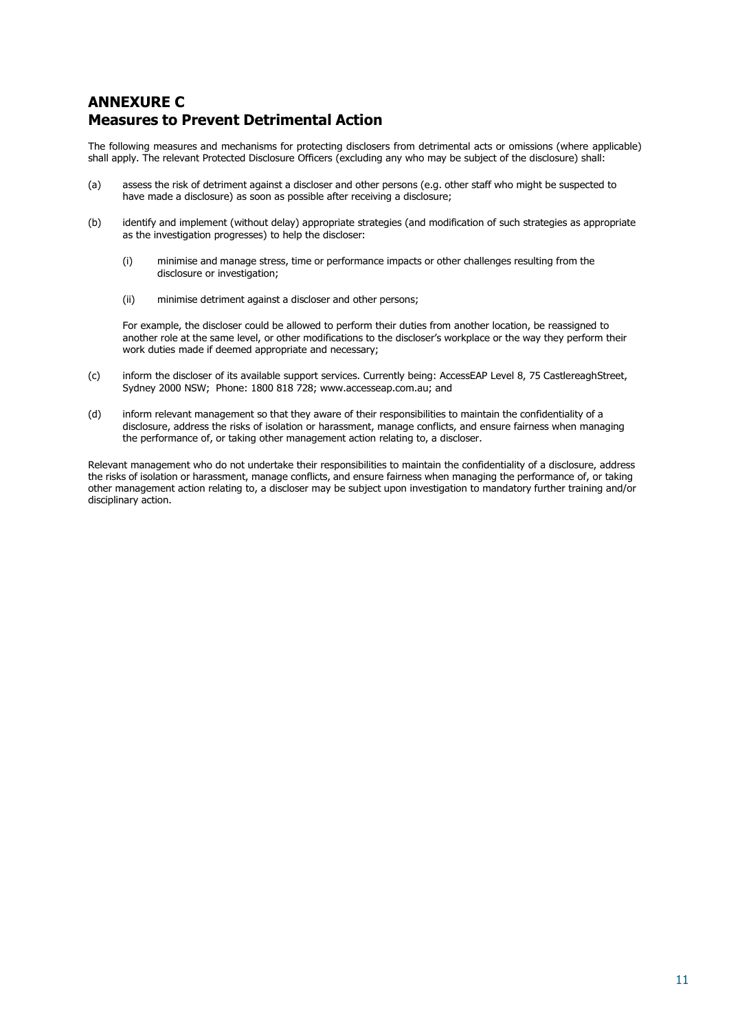## ANNEXURE C
## Measures to Prevent Detrimental Action

The following measures and mechanisms for protecting disclosers from detrimental acts or omissions (where applicable) shall apply. The relevant Protected Disclosure Officers (excluding any who may be subject of the disclosure) shall:

(a) assess the risk of detriment against a discloser and other persons (e.g. other staff who might be suspected to have made a disclosure) as soon as possible after receiving a disclosure;

(b) identify and implement (without delay) appropriate strategies (and modification of such strategies as appropriate as the investigation progresses) to help the discloser:

   (i) minimise and manage stress, time or performance impacts or other challenges resulting from the disclosure or investigation;

   (ii) minimise detriment against a discloser and other persons;

   For example, the discloser could be allowed to perform their duties from another location, be reassigned to another role at the same level, or other modifications to the discloser's workplace or the way they perform their work duties made if deemed appropriate and necessary;

(c) inform the discloser of its available support services. Currently being: AccessEAP Level 8, 75 CastlereaghStreet, Sydney 2000 NSW; Phone: 1800 818 728; www.accesseap.com.au; and

(d) inform relevant management so that they aware of their responsibilities to maintain the confidentiality of a disclosure, address the risks of isolation or harassment, manage conflicts, and ensure fairness when managing the performance of, or taking other management action relating to, a discloser.

Relevant management who do not undertake their responsibilities to maintain the confidentiality of a disclosure, address the risks of isolation or harassment, manage conflicts, and ensure fairness when managing the performance of, or taking other management action relating to, a discloser may be subject upon investigation to mandatory further training and/or disciplinary action.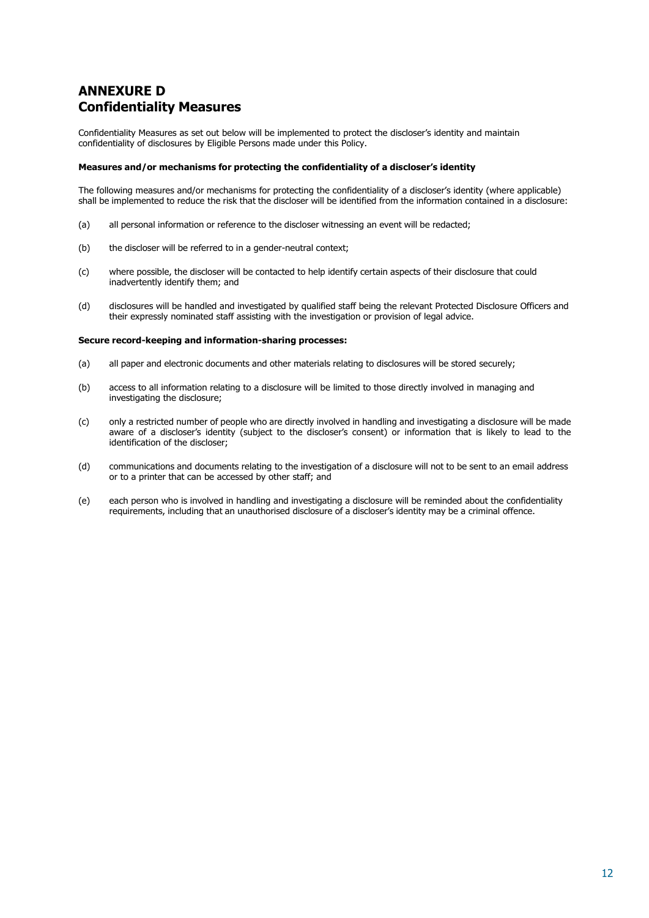# ANNEXURE D
# Confidentiality Measures

Confidentiality Measures as set out below will be implemented to protect the discloser's identity and maintain confidentiality of disclosures by Eligible Persons made under this Policy.

**Measures and/or mechanisms for protecting the confidentiality of a discloser's identity**

The following measures and/or mechanisms for protecting the confidentiality of a discloser's identity (where applicable) shall be implemented to reduce the risk that the discloser will be identified from the information contained in a disclosure:

(a) all personal information or reference to the discloser witnessing an event will be redacted;

(b) the discloser will be referred to in a gender-neutral context;

(c) where possible, the discloser will be contacted to help identify certain aspects of their disclosure that could inadvertently identify them; and

(d) disclosures will be handled and investigated by qualified staff being the relevant Protected Disclosure Officers and their expressly nominated staff assisting with the investigation or provision of legal advice.

**Secure record-keeping and information-sharing processes:**

(a) all paper and electronic documents and other materials relating to disclosures will be stored securely;

(b) access to all information relating to a disclosure will be limited to those directly involved in managing and investigating the disclosure;

(c) only a restricted number of people who are directly involved in handling and investigating a disclosure will be made aware of a discloser's identity (subject to the discloser's consent) or information that is likely to lead to the identification of the discloser;

(d) communications and documents relating to the investigation of a disclosure will not to be sent to an email address or to a printer that can be accessed by other staff; and

(e) each person who is involved in handling and investigating a disclosure will be reminded about the confidentiality requirements, including that an unauthorised disclosure of a discloser's identity may be a criminal offence.